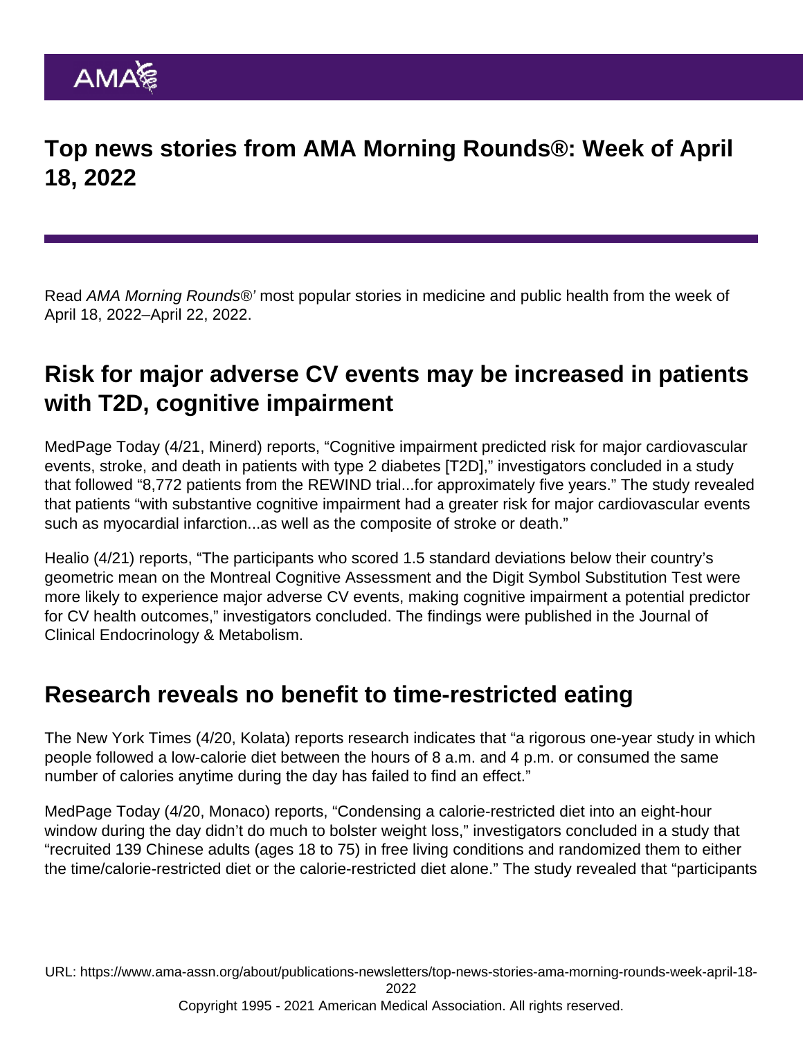# Top news stories from AMA Morning Rounds®: Week of April 18, 2022

Read *AMA Morning Rounds®'* most popular stories in medicine and public health from the week of April 18, 2022–April 22, 2022.

## Risk for major adverse CV events may be increased in patients with T2D, cognitive impairment

MedPage Today (4/21, Minerd) reports, "Cognitive impairment predicted risk for major cardiovascular events, stroke, and death in patients with type 2 diabetes [T2D]," investigators concluded in a study that followed "8,772 patients from the REWIND trial...for approximately five years." The study revealed that patients "with substantive cognitive impairment had a greater risk for major cardiovascular events such as myocardial infarction...as well as the composite of stroke or death."

Healio (4/21) reports, "The participants who scored 1.5 standard deviations below their country's geometric mean on the Montreal Cognitive Assessment and the Digit Symbol Substitution Test were more likely to experience major adverse CV events, making cognitive impairment a potential predictor for CV health outcomes," investigators concluded. The findings were published in the Journal of Clinical Endocrinology & Metabolism.

## Research reveals no benefit to time-restricted eating

The New York Times (4/20, Kolata) reports research indicates that "a rigorous one-year study in which people followed a low-calorie diet between the hours of 8 a.m. and 4 p.m. or consumed the same number of calories anytime during the day has failed to find an effect."

MedPage Today (4/20, Monaco) reports, "Condensing a calorie-restricted diet into an eight-hour window during the day didn't do much to bolster weight loss," investigators concluded in a study that "recruited 139 Chinese adults (ages 18 to 75) in free living conditions and randomized them to either the time/calorie-restricted diet or the calorie-restricted diet alone." The study revealed that "participants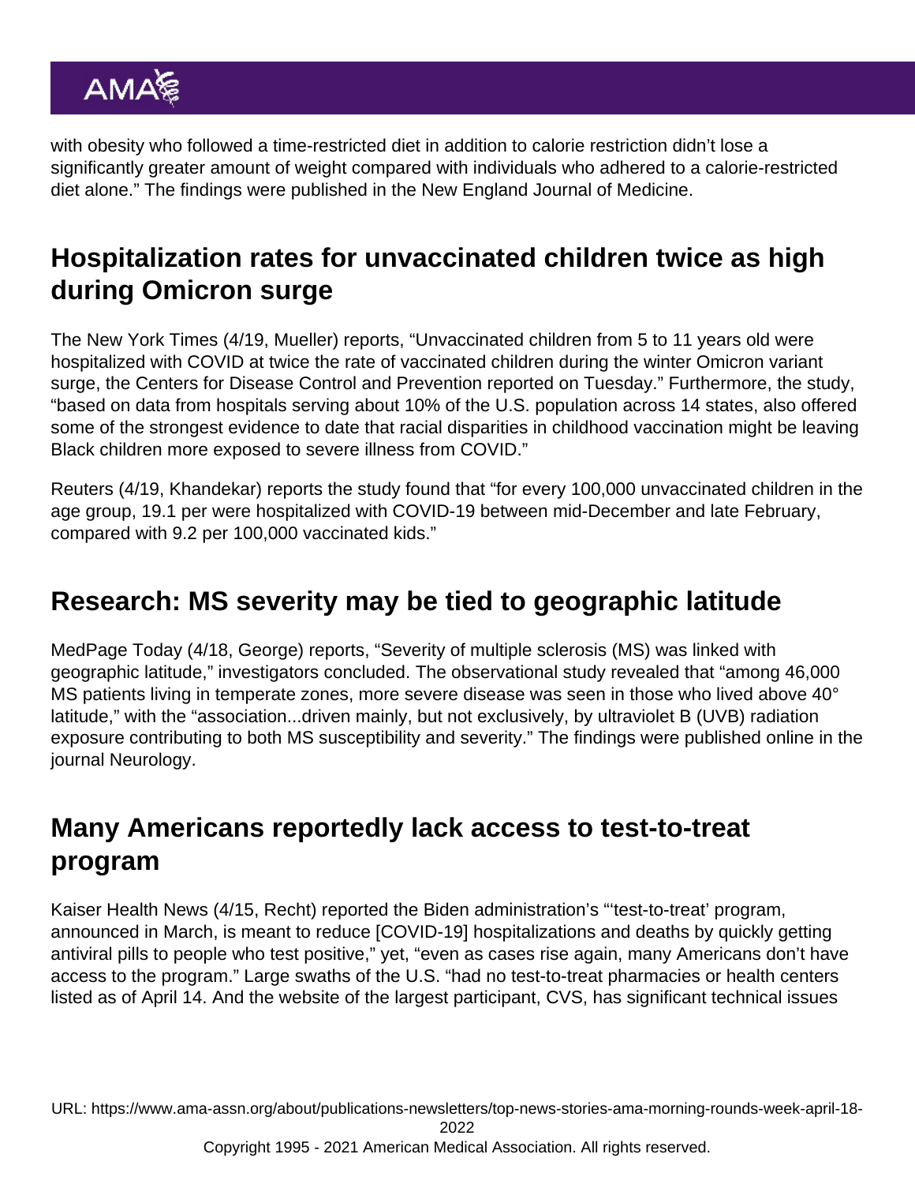with obesity who followed a time-restricted diet in addition to calorie restriction didn't lose a significantly greater amount of weight compared with individuals who adhered to a calorie-restricted diet alone." The findings were published in the New England Journal of Medicine.

## Hospitalization rates for unvaccinated children twice as high during Omicron surge

The New York Times (4/19, Mueller) reports, "Unvaccinated children from 5 to 11 years old were hospitalized with COVID at twice the rate of vaccinated children during the winter Omicron variant surge, the Centers for Disease Control and Prevention reported on Tuesday." Furthermore, the study, "based on data from hospitals serving about 10% of the U.S. population across 14 states, also offered some of the strongest evidence to date that racial disparities in childhood vaccination might be leaving Black children more exposed to severe illness from COVID."

Reuters (4/19, Khandekar) reports the study found that "for every 100,000 unvaccinated children in the age group, 19.1 per were hospitalized with COVID-19 between mid-December and late February, compared with 9.2 per 100,000 vaccinated kids."

## Research: MS severity may be tied to geographic latitude

MedPage Today (4/18, George) reports, "Severity of multiple sclerosis (MS) was linked with geographic latitude," investigators concluded. The observational study revealed that "among 46,000 MS patients living in temperate zones, more severe disease was seen in those who lived above 40° latitude," with the "association...driven mainly, but not exclusively, by ultraviolet B (UVB) radiation exposure contributing to both MS susceptibility and severity." The findings were published online in the journal Neurology.

## Many Americans reportedly lack access to test-to-treat program

Kaiser Health News (4/15, Recht) reported the Biden administration's "'test-to-treat' program, announced in March, is meant to reduce [COVID-19] hospitalizations and deaths by quickly getting antiviral pills to people who test positive," yet, "even as cases rise again, many Americans don't have access to the program." Large swaths of the U.S. "had no test-to-treat pharmacies or health centers listed as of April 14. And the website of the largest participant, CVS, has significant technical issues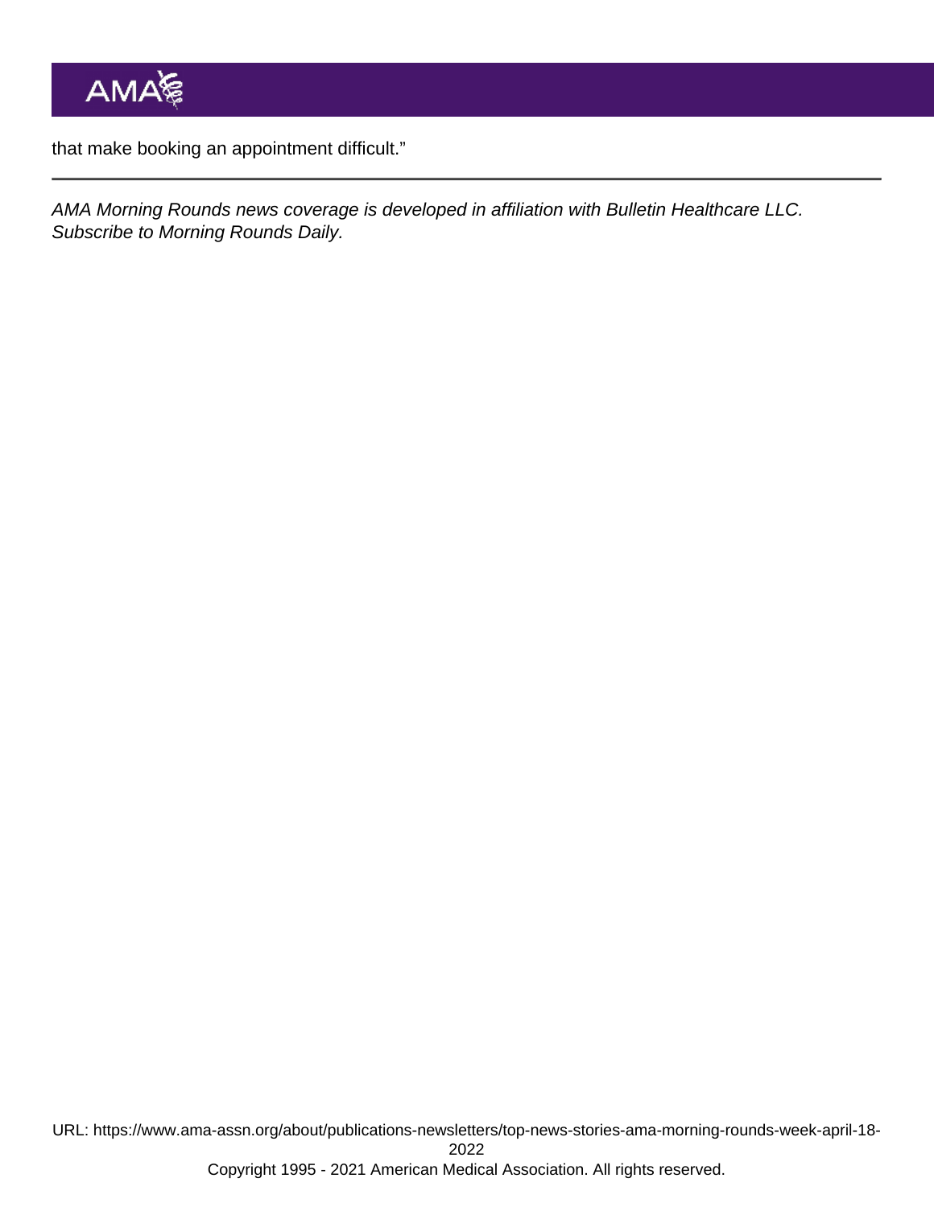that make booking an appointment difficult."

---

*AMA Morning Rounds news coverage is developed in affiliation with Bulletin Healthcare LLC. Subscribe to Morning Rounds Daily.*